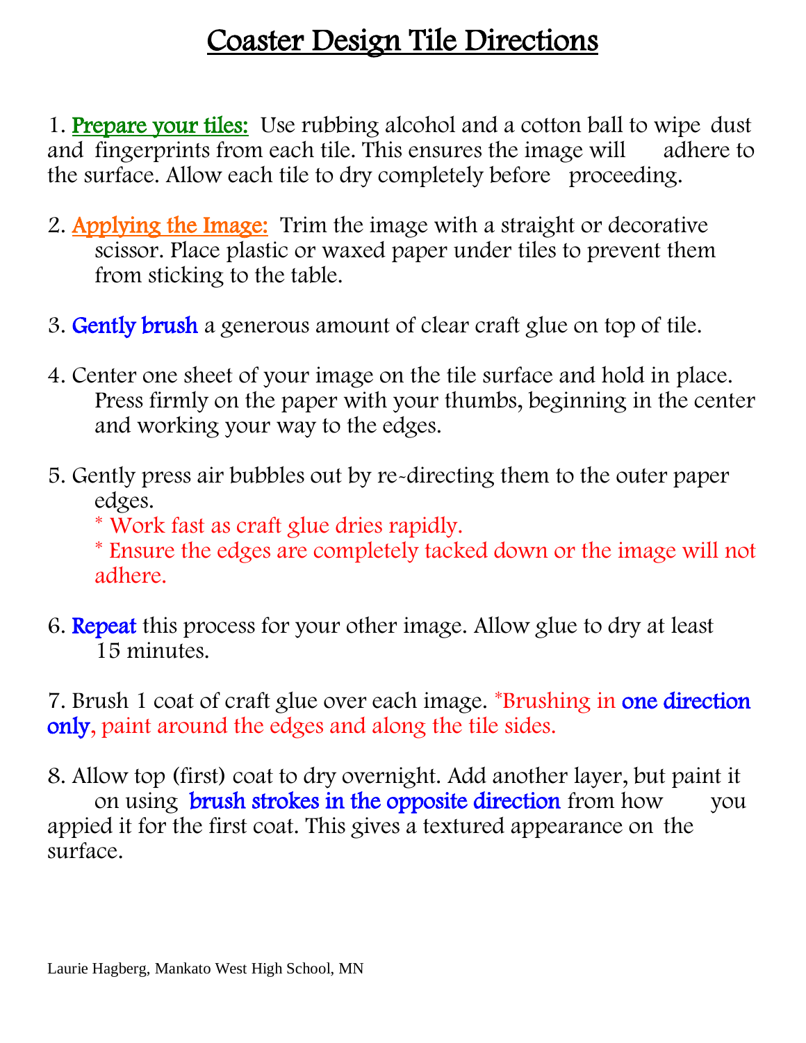# Coaster Design Tile Directions

1. **Prepare your tiles:** Use rubbing alcohol and a cotton ball to wipe dust and fingerprints from each tile. This ensures the image will adhere to the surface. Allow each tile to dry completely before proceeding.

2. **Applying the Image:** Trim the image with a straight or decorative scissor. Place plastic or waxed paper under tiles to prevent them from sticking to the table.

3. **Gently brush** a generous amount of clear craft glue on top of tile.

4. Center one sheet of your image on the tile surface and hold in place. Press firmly on the paper with your thumbs, beginning in the center and working your way to the edges.

5. Gently press air bubbles out by re-directing them to the outer paper edges.
   * Work fast as craft glue dries rapidly.
   * Ensure the edges are completely tacked down or the image will not adhere.

6. **Repeat** this process for your other image. Allow glue to dry at least 15 minutes.

7. Brush 1 coat of craft glue over each image. *Brushing in **one direction only**, paint around the edges and along the tile sides.

8. Allow top (first) coat to dry overnight. Add another layer, but paint it on using **brush strokes in the opposite direction** from how you appied it for the first coat. This gives a textured appearance on the surface.

Laurie Hagberg, Mankato West High School, MN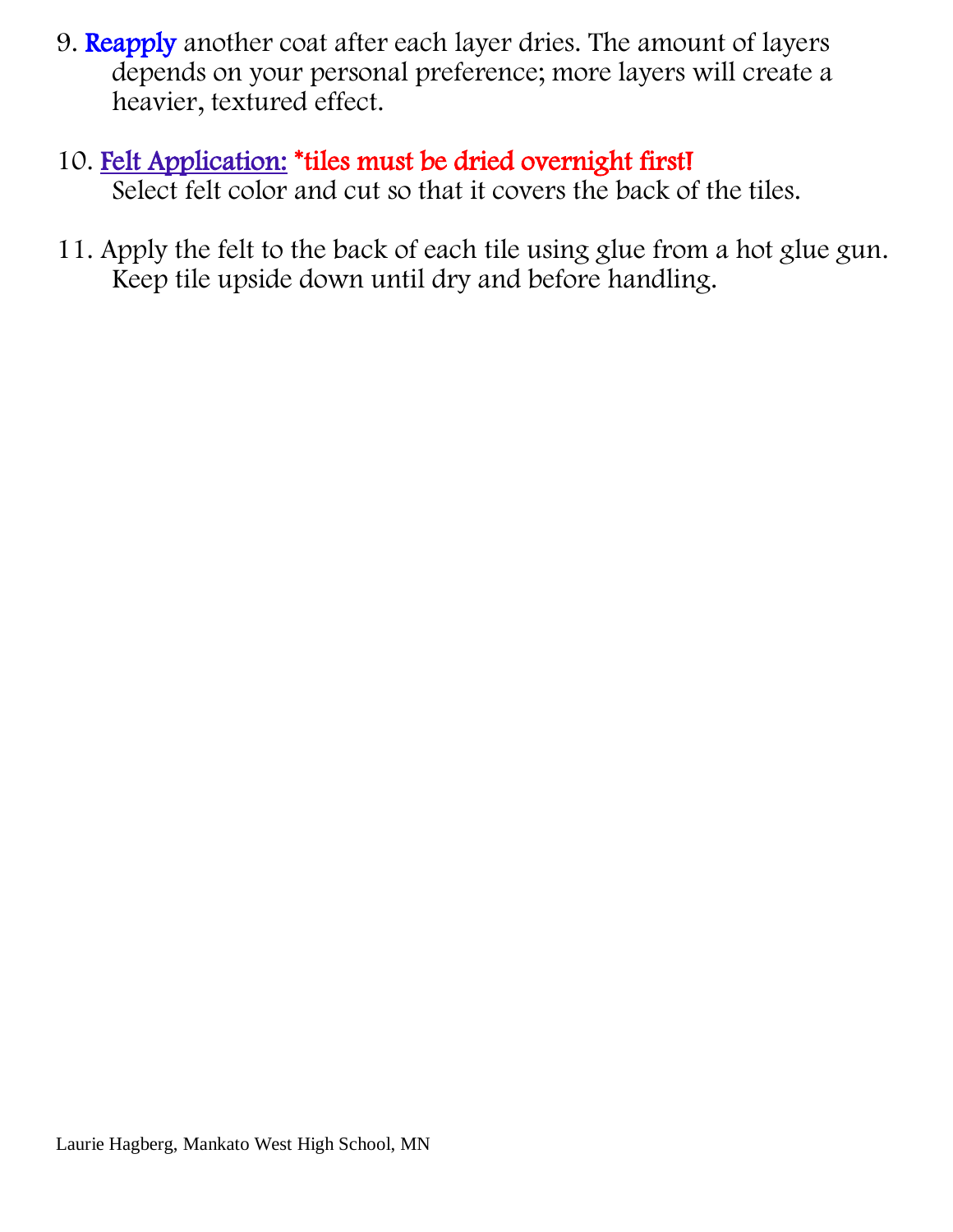9. **Reapply** another coat after each layer dries. The amount of layers depends on your personal preference; more layers will create a heavier, textured effect.

10. Felt Application: ***tiles must be dried overnight first!**
    Select felt color and cut so that it covers the back of the tiles.

11. Apply the felt to the back of each tile using glue from a hot glue gun. Keep tile upside down until dry and before handling.

Laurie Hagberg, Mankato West High School, MN